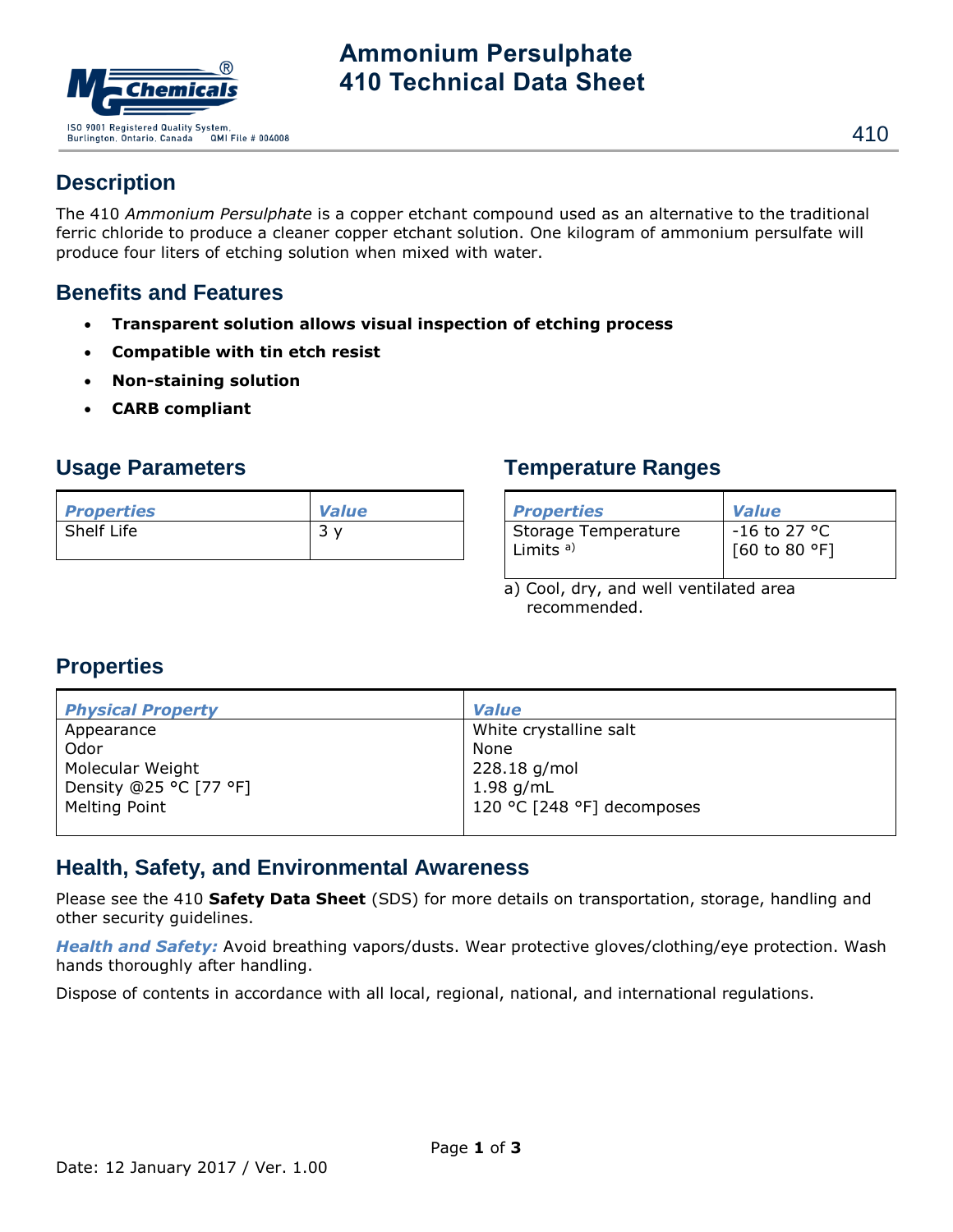# Ammonium Persulphate
# 410 Technical Data Sheet

410

## Description

The 410 *Ammonium Persulphate* is a copper etchant compound used as an alternative to the traditional ferric chloride to produce a cleaner copper etchant solution. One kilogram of ammonium persulfate will produce four liters of etching solution when mixed with water.

## Benefits and Features

- **Transparent solution allows visual inspection of etching process**
- **Compatible with tin etch resist**
- **Non-staining solution**
- **CARB compliant**

## Usage Parameters

| *Properties* | *Value* |
|---|---|
| Shelf Life | 3 y |

## Temperature Ranges

| *Properties* | *Value* |
|---|---|
| Storage Temperature Limits [a)] | -16 to 27 °C [60 to 80 °F] |

a) Cool, dry, and well ventilated area recommended.

## Properties

| *Physical Property* | *Value* |
|---|---|
| Appearance | White crystalline salt |
| Odor | None |
| Molecular Weight | 228.18 g/mol |
| Density @25 °C [77 °F] | 1.98 g/mL |
| Melting Point | 120 °C [248 °F] decomposes |

## Health, Safety, and Environmental Awareness

Please see the 410 **Safety Data Sheet** (SDS) for more details on transportation, storage, handling and other security guidelines.

***Health and Safety:*** Avoid breathing vapors/dusts. Wear protective gloves/clothing/eye protection. Wash hands thoroughly after handling.

Dispose of contents in accordance with all local, regional, national, and international regulations.

Date: 12 January 2017 / Ver. 1.00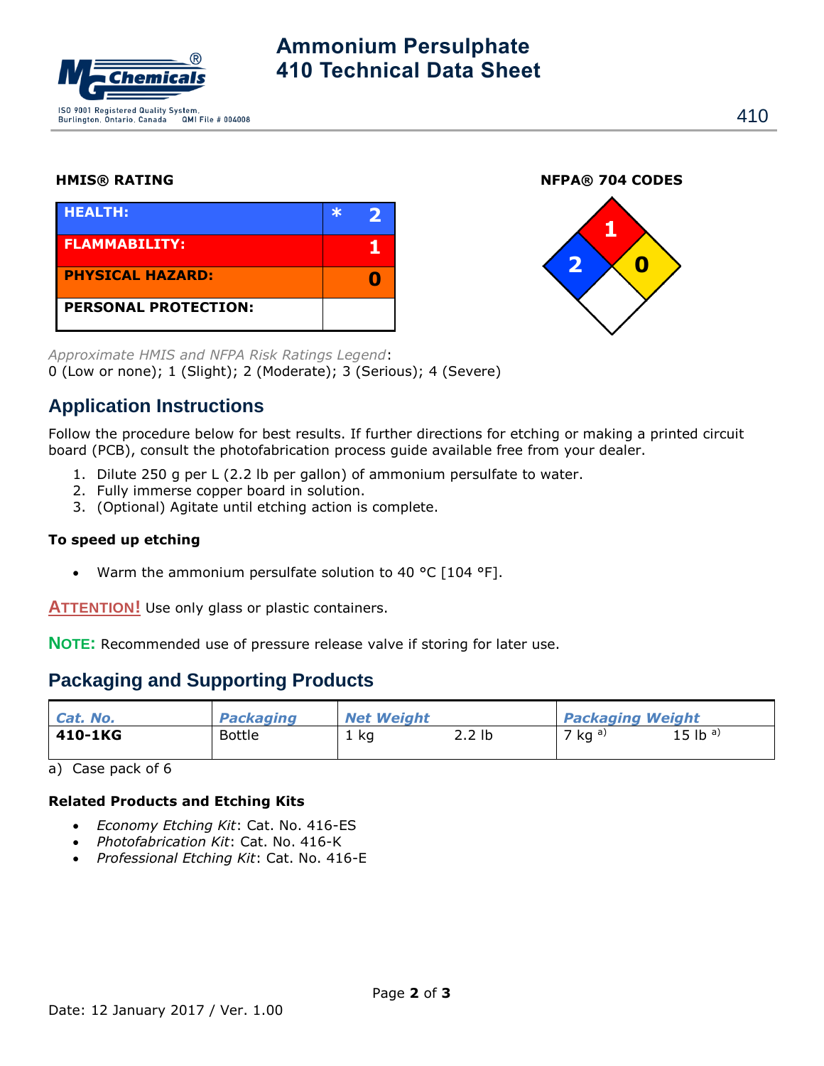### HMIS® RATING

| | | |
|---|---|---|
| **HEALTH:** | * | **2** |
| **FLAMMABILITY:** | | **1** |
| **PHYSICAL HAZARD:** | | **0** |
| **PERSONAL PROTECTION:** | | |

### NFPA® 704 CODES

| Health | Flammability | Instability | Special |
|---|---|---|---|
| 2 | 1 | 0 | |

*Approximate HMIS and NFPA Risk Ratings Legend*:
0 (Low or none); 1 (Slight); 2 (Moderate); 3 (Serious); 4 (Severe)

## Application Instructions

Follow the procedure below for best results. If further directions for etching or making a printed circuit board (PCB), consult the photofabrication process guide available free from your dealer.

1. Dilute 250 g per L (2.2 lb per gallon) of ammonium persulfate to water.
2. Fully immerse copper board in solution.
3. (Optional) Agitate until etching action is complete.

**To speed up etching**

- Warm the ammonium persulfate solution to 40 °C [104 °F].

**ATTENTION!** Use only glass or plastic containers.

**NOTE:** Recommended use of pressure release valve if storing for later use.

## Packaging and Supporting Products

| *Cat. No.* | *Packaging* | *Net Weight* | | *Packaging Weight* | |
|---|---|---|---|---|---|
| **410-1KG** | Bottle | 1 kg | 2.2 lb | 7 kg [a)] | 15 lb [a)] |

a) Case pack of 6

**Related Products and Etching Kits**

- *Economy Etching Kit*: Cat. No. 416-ES
- *Photofabrication Kit*: Cat. No. 416-K
- *Professional Etching Kit*: Cat. No. 416-E

Date: 12 January 2017 / Ver. 1.00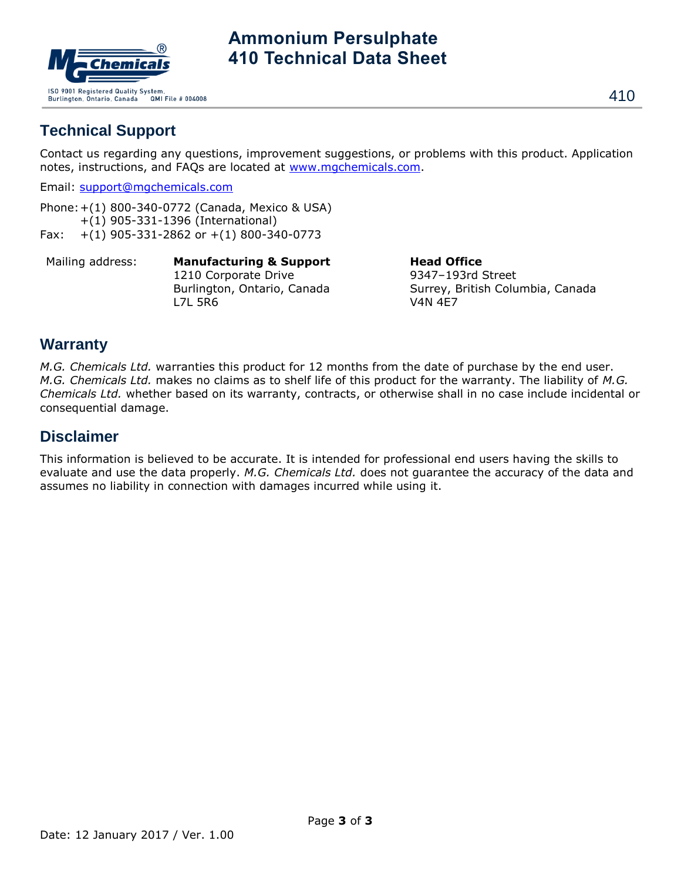## Technical Support

Contact us regarding any questions, improvement suggestions, or problems with this product. Application notes, instructions, and FAQs are located at www.mgchemicals.com.

Email: support@mgchemicals.com

Phone: +(1) 800-340-0772 (Canada, Mexico & USA)
+(1) 905-331-1396 (International)
Fax: +(1) 905-331-2862 or +(1) 800-340-0773

Mailing address:

**Manufacturing & Support**
1210 Corporate Drive
Burlington, Ontario, Canada
L7L 5R6

**Head Office**
9347–193rd Street
Surrey, British Columbia, Canada
V4N 4E7

## Warranty

*M.G. Chemicals Ltd.* warranties this product for 12 months from the date of purchase by the end user. *M.G. Chemicals Ltd.* makes no claims as to shelf life of this product for the warranty. The liability of *M.G. Chemicals Ltd.* whether based on its warranty, contracts, or otherwise shall in no case include incidental or consequential damage.

## Disclaimer

This information is believed to be accurate. It is intended for professional end users having the skills to evaluate and use the data properly. *M.G. Chemicals Ltd.* does not guarantee the accuracy of the data and assumes no liability in connection with damages incurred while using it.